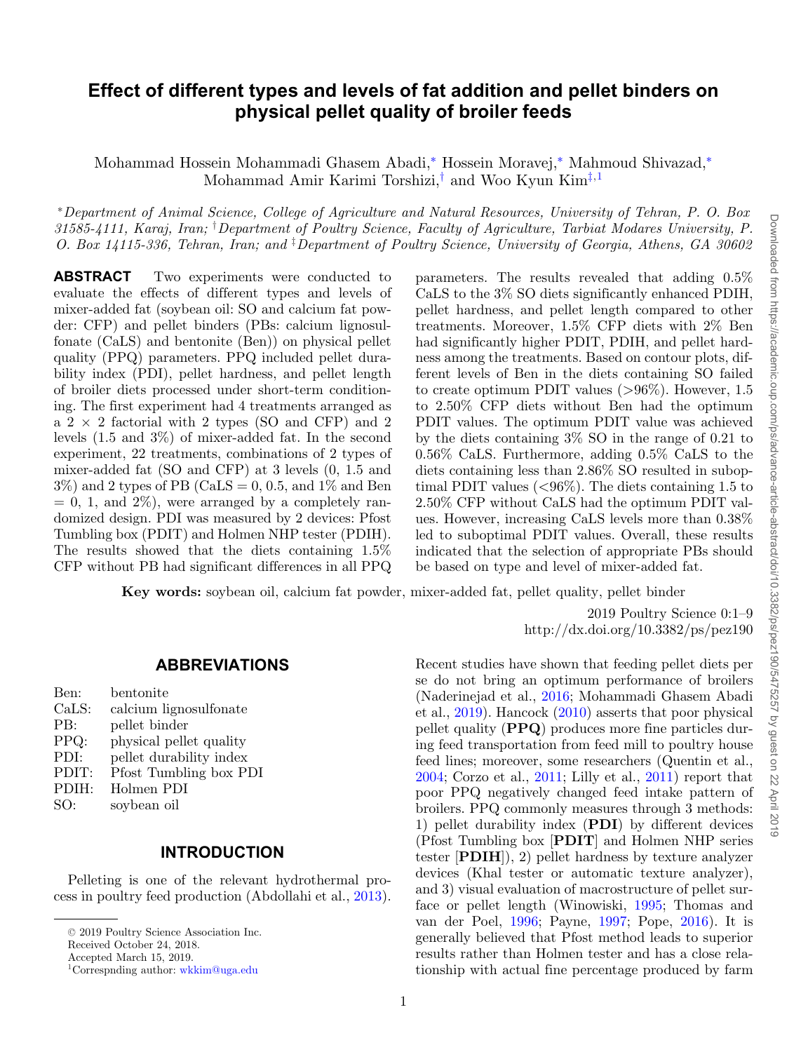# Effect of different types and levels of fat addition and pellet binders on physical pellet quality of broiler feeds

Mohammad Hossein Mohammadi Ghasem Abadi,* Hossein Moravej,* Mahmoud Shivazad,* Mohammad Amir Karimi Torshizi,† and Woo Kyun Kim‡,[1]

*Department of Animal Science, College of Agriculture and Natural Resources, University of Tehran, P. O. Box 31585-4111, Karaj, Iran; †Department of Poultry Science, Faculty of Agriculture, Tarbiat Modares University, P. O. Box 14115-336, Tehran, Iran; and ‡Department of Poultry Science, University of Georgia, Athens, GA 30602

**ABSTRACT** Two experiments were conducted to evaluate the effects of different types and levels of mixer-added fat (soybean oil: SO and calcium fat powder: CFP) and pellet binders (PBs: calcium lignosulfonate (CaLS) and bentonite (Ben)) on physical pellet quality (PPQ) parameters. PPQ included pellet durability index (PDI), pellet hardness, and pellet length of broiler diets processed under short-term conditioning. The first experiment had 4 treatments arranged as a 2 × 2 factorial with 2 types (SO and CFP) and 2 levels (1.5 and 3%) of mixer-added fat. In the second experiment, 22 treatments, combinations of 2 types of mixer-added fat (SO and CFP) at 3 levels (0, 1.5 and 3%) and 2 types of PB (CaLS = 0, 0.5, and 1% and Ben = 0, 1, and 2%), were arranged by a completely randomized design. PDI was measured by 2 devices: Pfost Tumbling box (PDIT) and Holmen NHP tester (PDIH). The results showed that the diets containing 1.5% CFP without PB had significant differences in all PPQ parameters. The results revealed that adding 0.5% CaLS to the 3% SO diets significantly enhanced PDIH, pellet hardness, and pellet length compared to other treatments. Moreover, 1.5% CFP diets with 2% Ben had significantly higher PDIT, PDIH, and pellet hardness among the treatments. Based on contour plots, different levels of Ben in the diets containing SO failed to create optimum PDIT values (>96%). However, 1.5 to 2.50% CFP diets without Ben had the optimum PDIT values. The optimum PDIT value was achieved by the diets containing 3% SO in the range of 0.21 to 0.56% CaLS. Furthermore, adding 0.5% CaLS to the diets containing less than 2.86% SO resulted in suboptimal PDIT values (<96%). The diets containing 1.5 to 2.50% CFP without CaLS had the optimum PDIT values. However, increasing CaLS levels more than 0.38% led to suboptimal PDIT values. Overall, these results indicated that the selection of appropriate PBs should be based on type and level of mixer-added fat.

**Key words:** soybean oil, calcium fat powder, mixer-added fat, pellet quality, pellet binder

2019 Poultry Science 0:1–9
http://dx.doi.org/10.3382/ps/pez190

## ABBREVIATIONS

Ben: bentonite
CaLS: calcium lignosulfonate
PB: pellet binder
PPQ: physical pellet quality
PDI: pellet durability index
PDIT: Pfost Tumbling box PDI
PDIH: Holmen PDI
SO: soybean oil

## INTRODUCTION

Pelleting is one of the relevant hydrothermal process in poultry feed production (Abdollahi et al., 2013). Recent studies have shown that feeding pellet diets per se do not bring an optimum performance of broilers (Naderinejad et al., 2016; Mohammadi Ghasem Abadi et al., 2019). Hancock (2010) asserts that poor physical pellet quality (**PPQ**) produces more fine particles during feed transportation from feed mill to poultry house feed lines; moreover, some researchers (Quentin et al., 2004; Corzo et al., 2011; Lilly et al., 2011) report that poor PPQ negatively changed feed intake pattern of broilers. PPQ commonly measures through 3 methods: 1) pellet durability index (**PDI**) by different devices (Pfost Tumbling box [**PDIT**] and Holmen NHP series tester [**PDIH**]), 2) pellet hardness by texture analyzer devices (Khal tester or automatic texture analyzer), and 3) visual evaluation of macrostructure of pellet surface or pellet length (Winowiski, 1995; Thomas and van der Poel, 1996; Payne, 1997; Pope, 2016). It is generally believed that Pfost method leads to superior results rather than Holmen tester and has a close relationship with actual fine percentage produced by farm

© 2019 Poultry Science Association Inc.
Received October 24, 2018.
Accepted March 15, 2019.
[1]Correspnding author: wkkim@uga.edu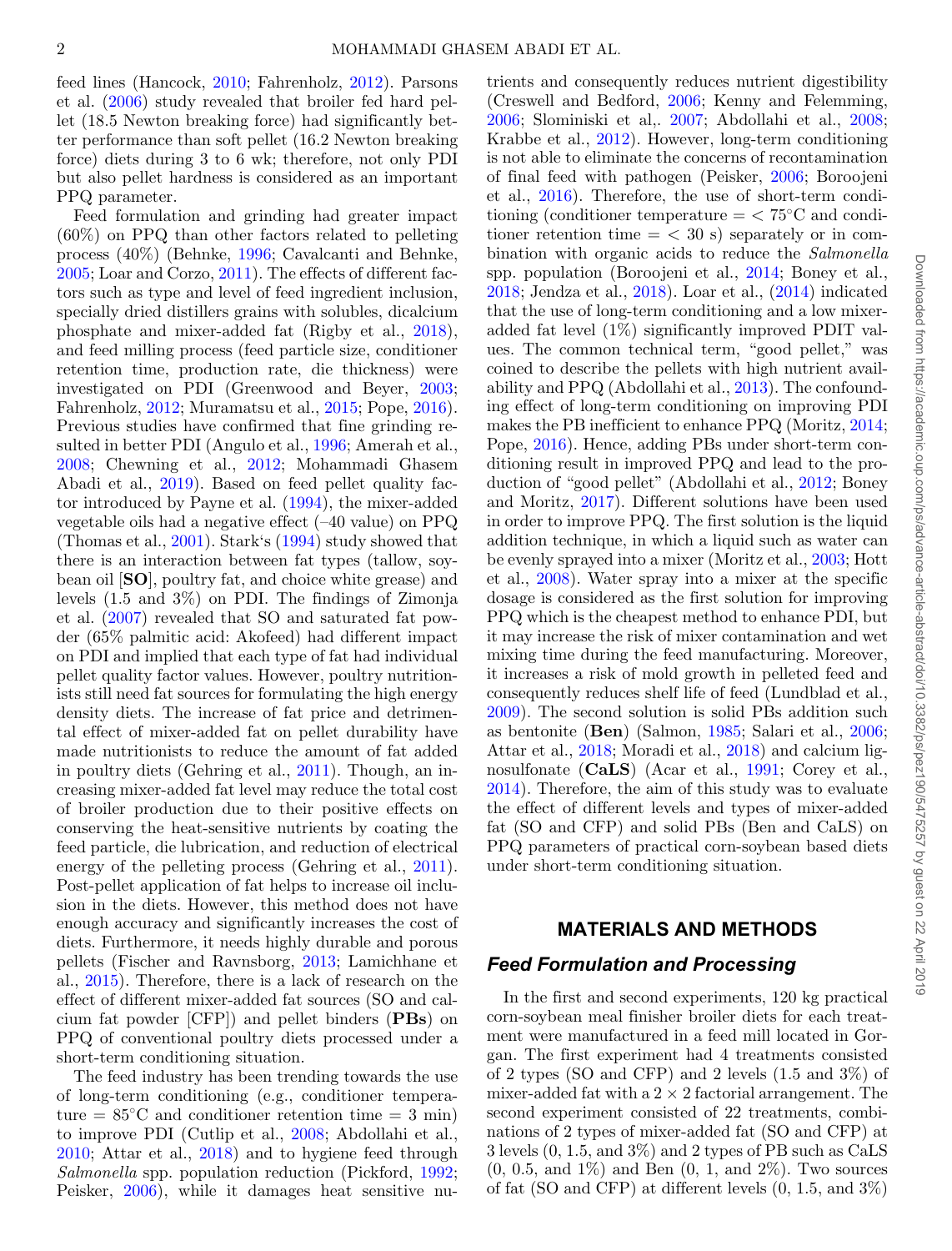feed lines (Hancock, 2010; Fahrenholz, 2012). Parsons et al. (2006) study revealed that broiler fed hard pellet (18.5 Newton breaking force) had significantly better performance than soft pellet (16.2 Newton breaking force) diets during 3 to 6 wk; therefore, not only PDI but also pellet hardness is considered as an important PPQ parameter.

Feed formulation and grinding had greater impact (60%) on PPQ than other factors related to pelleting process (40%) (Behnke, 1996; Cavalcanti and Behnke, 2005; Loar and Corzo, 2011). The effects of different factors such as type and level of feed ingredient inclusion, specially dried distillers grains with solubles, dicalcium phosphate and mixer-added fat (Rigby et al., 2018), and feed milling process (feed particle size, conditioner retention time, production rate, die thickness) were investigated on PDI (Greenwood and Beyer, 2003; Fahrenholz, 2012; Muramatsu et al., 2015; Pope, 2016). Previous studies have confirmed that fine grinding resulted in better PDI (Angulo et al., 1996; Amerah et al., 2008; Chewning et al., 2012; Mohammadi Ghasem Abadi et al., 2019). Based on feed pellet quality factor introduced by Payne et al. (1994), the mixer-added vegetable oils had a negative effect (–40 value) on PPQ (Thomas et al., 2001). Stark's (1994) study showed that there is an interaction between fat types (tallow, soybean oil [**SO**], poultry fat, and choice white grease) and levels (1.5 and 3%) on PDI. The findings of Zimonja et al. (2007) revealed that SO and saturated fat powder (65% palmitic acid: Akofeed) had different impact on PDI and implied that each type of fat had individual pellet quality factor values. However, poultry nutritionists still need fat sources for formulating the high energy density diets. The increase of fat price and detrimental effect of mixer-added fat on pellet durability have made nutritionists to reduce the amount of fat added in poultry diets (Gehring et al., 2011). Though, an increasing mixer-added fat level may reduce the total cost of broiler production due to their positive effects on conserving the heat-sensitive nutrients by coating the feed particle, die lubrication, and reduction of electrical energy of the pelleting process (Gehring et al., 2011). Post-pellet application of fat helps to increase oil inclusion in the diets. However, this method does not have enough accuracy and significantly increases the cost of diets. Furthermore, it needs highly durable and porous pellets (Fischer and Ravnsborg, 2013; Lamichhane et al., 2015). Therefore, there is a lack of research on the effect of different mixer-added fat sources (SO and calcium fat powder [CFP]) and pellet binders (**PBs**) on PPQ of conventional poultry diets processed under a short-term conditioning situation.

The feed industry has been trending towards the use of long-term conditioning (e.g., conditioner temperature = 85°C and conditioner retention time = 3 min) to improve PDI (Cutlip et al., 2008; Abdollahi et al., 2010; Attar et al., 2018) and to hygiene feed through *Salmonella* spp. population reduction (Pickford, 1992; Peisker, 2006), while it damages heat sensitive nutrients and consequently reduces nutrient digestibility (Creswell and Bedford, 2006; Kenny and Felemming, 2006; Slominiski et al,. 2007; Abdollahi et al., 2008; Krabbe et al., 2012). However, long-term conditioning is not able to eliminate the concerns of recontamination of final feed with pathogen (Peisker, 2006; Boroojeni et al., 2016). Therefore, the use of short-term conditioning (conditioner temperature = < 75°C and conditioner retention time = < 30 s) separately or in combination with organic acids to reduce the *Salmonella* spp. population (Boroojeni et al., 2014; Boney et al., 2018; Jendza et al., 2018). Loar et al., (2014) indicated that the use of long-term conditioning and a low mixer-added fat level (1%) significantly improved PDIT values. The common technical term, "good pellet," was coined to describe the pellets with high nutrient availability and PPQ (Abdollahi et al., 2013). The confounding effect of long-term conditioning on improving PDI makes the PB inefficient to enhance PPQ (Moritz, 2014; Pope, 2016). Hence, adding PBs under short-term conditioning result in improved PPQ and lead to the production of "good pellet" (Abdollahi et al., 2012; Boney and Moritz, 2017). Different solutions have been used in order to improve PPQ. The first solution is the liquid addition technique, in which a liquid such as water can be evenly sprayed into a mixer (Moritz et al., 2003; Hott et al., 2008). Water spray into a mixer at the specific dosage is considered as the first solution for improving PPQ which is the cheapest method to enhance PDI, but it may increase the risk of mixer contamination and wet mixing time during the feed manufacturing. Moreover, it increases a risk of mold growth in pelleted feed and consequently reduces shelf life of feed (Lundblad et al., 2009). The second solution is solid PBs addition such as bentonite (**Ben**) (Salmon, 1985; Salari et al., 2006; Attar et al., 2018; Moradi et al., 2018) and calcium lignosulfonate (**CaLS**) (Acar et al., 1991; Corey et al., 2014). Therefore, the aim of this study was to evaluate the effect of different levels and types of mixer-added fat (SO and CFP) and solid PBs (Ben and CaLS) on PPQ parameters of practical corn-soybean based diets under short-term conditioning situation.

## MATERIALS AND METHODS

### *Feed Formulation and Processing*

In the first and second experiments, 120 kg practical corn-soybean meal finisher broiler diets for each treatment were manufactured in a feed mill located in Gorgan. The first experiment had 4 treatments consisted of 2 types (SO and CFP) and 2 levels (1.5 and 3%) of mixer-added fat with a 2 × 2 factorial arrangement. The second experiment consisted of 22 treatments, combinations of 2 types of mixer-added fat (SO and CFP) at 3 levels (0, 1.5, and 3%) and 2 types of PB such as CaLS (0, 0.5, and 1%) and Ben (0, 1, and 2%). Two sources of fat (SO and CFP) at different levels (0, 1.5, and 3%)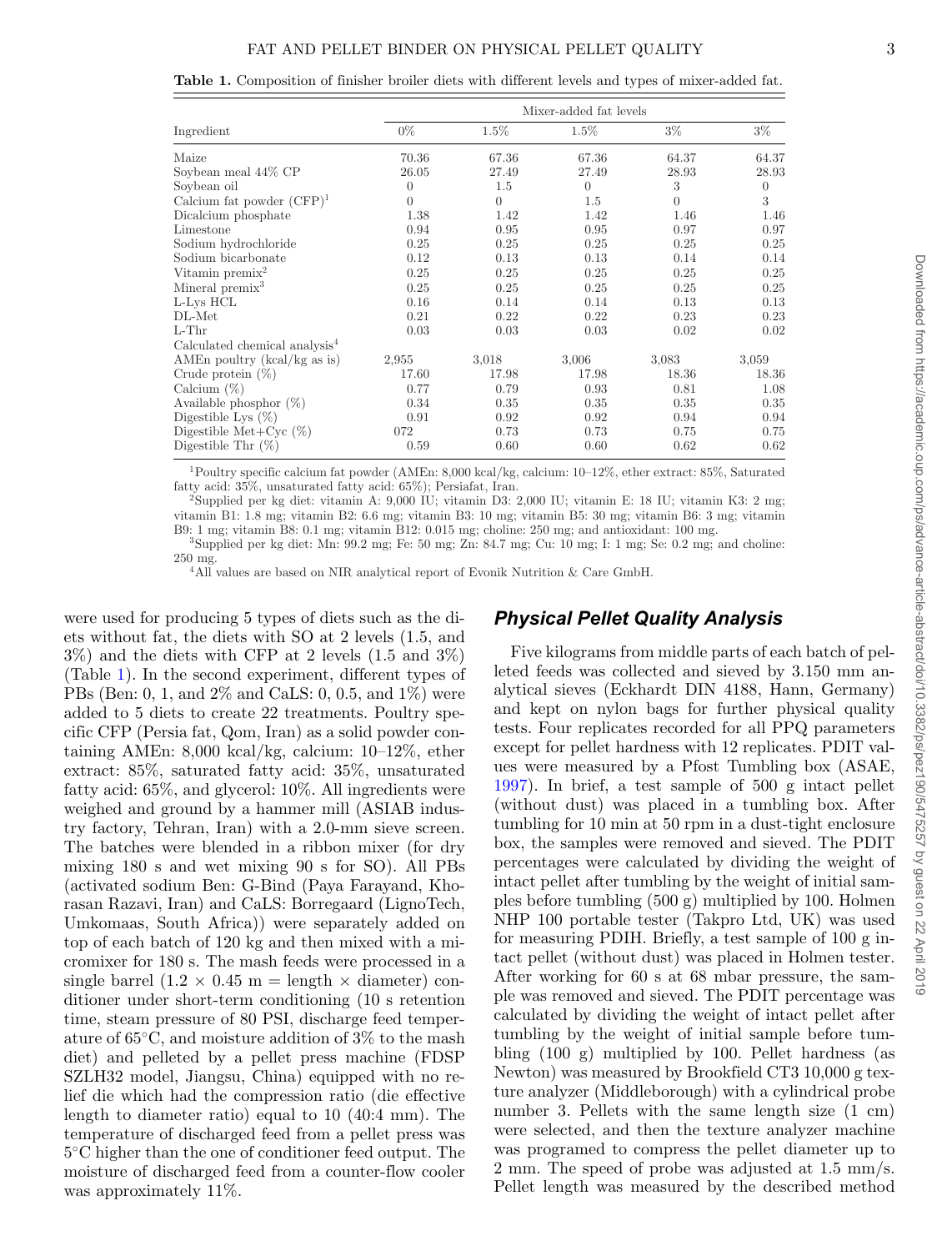**Table 1.** Composition of finisher broiler diets with different levels and types of mixer-added fat.

| Ingredient | Mixer-added fat levels | | | | |
|---|---|---|---|---|---|
| | 0% | 1.5% | 1.5% | 3% | 3% |
| Maize | 70.36 | 67.36 | 67.36 | 64.37 | 64.37 |
| Soybean meal 44% CP | 26.05 | 27.49 | 27.49 | 28.93 | 28.93 |
| Soybean oil | 0 | 1.5 | 0 | 3 | 0 |
| Calcium fat powder (CFP)[1] | 0 | 0 | 1.5 | 0 | 3 |
| Dicalcium phosphate | 1.38 | 1.42 | 1.42 | 1.46 | 1.46 |
| Limestone | 0.94 | 0.95 | 0.95 | 0.97 | 0.97 |
| Sodium hydrochloride | 0.25 | 0.25 | 0.25 | 0.25 | 0.25 |
| Sodium bicarbonate | 0.12 | 0.13 | 0.13 | 0.14 | 0.14 |
| Vitamin premix[2] | 0.25 | 0.25 | 0.25 | 0.25 | 0.25 |
| Mineral premix[3] | 0.25 | 0.25 | 0.25 | 0.25 | 0.25 |
| L-Lys HCL | 0.16 | 0.14 | 0.14 | 0.13 | 0.13 |
| DL-Met | 0.21 | 0.22 | 0.22 | 0.23 | 0.23 |
| L-Thr | 0.03 | 0.03 | 0.03 | 0.02 | 0.02 |
| Calculated chemical analysis[4] | | | | | |
| AMEn poultry (kcal/kg as is) | 2,955 | 3,018 | 3,006 | 3,083 | 3,059 |
| Crude protein (%) | 17.60 | 17.98 | 17.98 | 18.36 | 18.36 |
| Calcium (%) | 0.77 | 0.79 | 0.93 | 0.81 | 1.08 |
| Available phosphor (%) | 0.34 | 0.35 | 0.35 | 0.35 | 0.35 |
| Digestible Lys (%) | 0.91 | 0.92 | 0.92 | 0.94 | 0.94 |
| Digestible Met+Cyc (%) | 072 | 0.73 | 0.73 | 0.75 | 0.75 |
| Digestible Thr (%) | 0.59 | 0.60 | 0.60 | 0.62 | 0.62 |

[1]Poultry specific calcium fat powder (AMEn: 8,000 kcal/kg, calcium: 10–12%, ether extract: 85%, Saturated fatty acid: 35%, unsaturated fatty acid: 65%); Persiafat, Iran.

[2]Supplied per kg diet: vitamin A: 9,000 IU; vitamin D3: 2,000 IU; vitamin E: 18 IU; vitamin K3: 2 mg; vitamin B1: 1.8 mg; vitamin B2: 6.6 mg; vitamin B3: 10 mg; vitamin B5: 30 mg; vitamin B6: 3 mg; vitamin B9: 1 mg; vitamin B8: 0.1 mg; vitamin B12: 0.015 mg; choline: 250 mg; and antioxidant: 100 mg.

[3]Supplied per kg diet: Mn: 99.2 mg; Fe: 50 mg; Zn: 84.7 mg; Cu: 10 mg; I: 1 mg; Se: 0.2 mg; and choline: 250 mg.

[4]All values are based on NIR analytical report of Evonik Nutrition & Care GmbH.

were used for producing 5 types of diets such as the diets without fat, the diets with SO at 2 levels (1.5, and 3%) and the diets with CFP at 2 levels (1.5 and 3%) (Table 1). In the second experiment, different types of PBs (Ben: 0, 1, and 2% and CaLS: 0, 0.5, and 1%) were added to 5 diets to create 22 treatments. Poultry specific CFP (Persia fat, Qom, Iran) as a solid powder containing AMEn: 8,000 kcal/kg, calcium: 10–12%, ether extract: 85%, saturated fatty acid: 35%, unsaturated fatty acid: 65%, and glycerol: 10%. All ingredients were weighed and ground by a hammer mill (ASIAB industry factory, Tehran, Iran) with a 2.0-mm sieve screen. The batches were blended in a ribbon mixer (for dry mixing 180 s and wet mixing 90 s for SO). All PBs (activated sodium Ben: G-Bind (Paya Farayand, Khorasan Razavi, Iran) and CaLS: Borregaard (LignoTech, Umkomaas, South Africa)) were separately added on top of each batch of 120 kg and then mixed with a micromixer for 180 s. The mash feeds were processed in a single barrel ($1.2 \times 0.45$ m = length × diameter) conditioner under short-term conditioning (10 s retention time, steam pressure of 80 PSI, discharge feed temperature of 65°C, and moisture addition of 3% to the mash diet) and pelleted by a pellet press machine (FDSP SZLH32 model, Jiangsu, China) equipped with no relief die which had the compression ratio (die effective length to diameter ratio) equal to 10 (40:4 mm). The temperature of discharged feed from a pellet press was 5°C higher than the one of conditioner feed output. The moisture of discharged feed from a counter-flow cooler was approximately 11%.

## Physical Pellet Quality Analysis

Five kilograms from middle parts of each batch of pelleted feeds was collected and sieved by 3.150 mm analytical sieves (Eckhardt DIN 4188, Hann, Germany) and kept on nylon bags for further physical quality tests. Four replicates recorded for all PPQ parameters except for pellet hardness with 12 replicates. PDIT values were measured by a Pfost Tumbling box (ASAE, 1997). In brief, a test sample of 500 g intact pellet (without dust) was placed in a tumbling box. After tumbling for 10 min at 50 rpm in a dust-tight enclosure box, the samples were removed and sieved. The PDIT percentages were calculated by dividing the weight of intact pellet after tumbling by the weight of initial samples before tumbling (500 g) multiplied by 100. Holmen NHP 100 portable tester (Takpro Ltd, UK) was used for measuring PDIH. Briefly, a test sample of 100 g intact pellet (without dust) was placed in Holmen tester. After working for 60 s at 68 mbar pressure, the sample was removed and sieved. The PDIT percentage was calculated by dividing the weight of intact pellet after tumbling by the weight of initial sample before tumbling (100 g) multiplied by 100. Pellet hardness (as Newton) was measured by Brookfield CT3 10,000 g texture analyzer (Middleborough) with a cylindrical probe number 3. Pellets with the same length size (1 cm) were selected, and then the texture analyzer machine was programed to compress the pellet diameter up to 2 mm. The speed of probe was adjusted at 1.5 mm/s. Pellet length was measured by the described method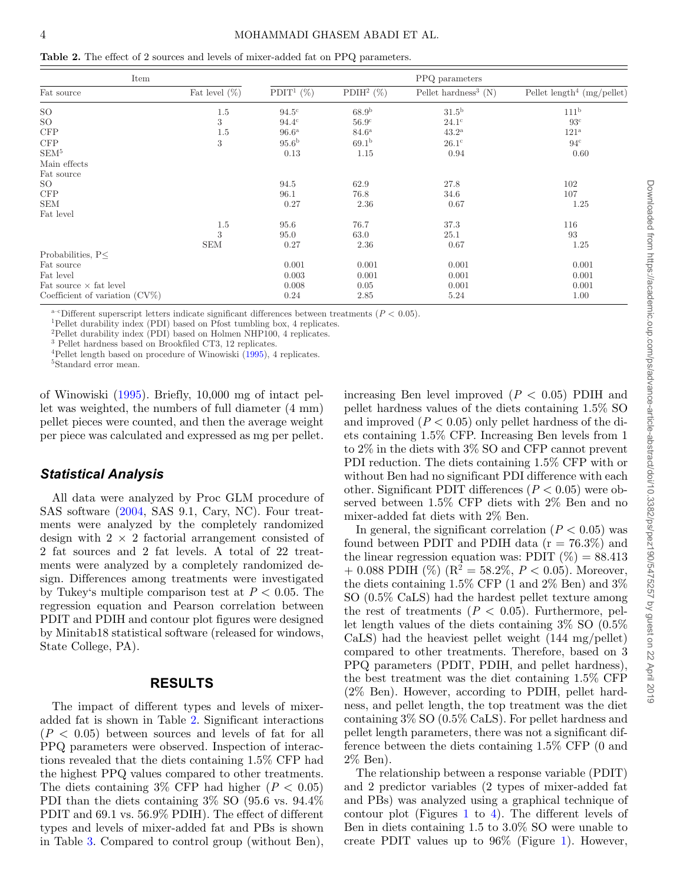**Table 2.** The effect of 2 sources and levels of mixer-added fat on PPQ parameters.

| Item | | PPQ parameters | | | |
|---|---|---|---|---|---|
| Fat source | Fat level (%) | PDIT[1] (%) | PDIH[2] (%) | Pellet hardness[3] (N) | Pellet length[4] (mg/pellet) |
| SO | 1.5 | 94.5[c] | 68.9[b] | 31.5[b] | 111[b] |
| SO | 3 | 94.4[c] | 56.9[c] | 24.1[c] | 93[c] |
| CFP | 1.5 | 96.6[a] | 84.6[a] | 43.2[a] | 121[a] |
| CFP | 3 | 95.6[b] | 69.1[b] | 26.1[c] | 94[c] |
| SEM[5] | | 0.13 | 1.15 | 0.94 | 0.60 |
| Main effects | | | | | |
| Fat source | | | | | |
| SO | | 94.5 | 62.9 | 27.8 | 102 |
| CFP | | 96.1 | 76.8 | 34.6 | 107 |
| SEM | | 0.27 | 2.36 | 0.67 | 1.25 |
| Fat level | | | | | |
| | 1.5 | 95.6 | 76.7 | 37.3 | 116 |
| | 3 | 95.0 | 63.0 | 25.1 | 93 |
| | SEM | 0.27 | 2.36 | 0.67 | 1.25 |
| Probabilities, P≤ | | | | | |
| Fat source | | 0.001 | 0.001 | 0.001 | 0.001 |
| Fat level | | 0.003 | 0.001 | 0.001 | 0.001 |
| Fat source × fat level | | 0.008 | 0.05 | 0.001 | 0.001 |
| Coefficient of variation (CV%) | | 0.24 | 2.85 | 5.24 | 1.00 |

[a–c]Different superscript letters indicate significant differences between treatments ($P < 0.05$).
[1]Pellet durability index (PDI) based on Pfost tumbling box, 4 replicates.
[2]Pellet durability index (PDI) based on Holmen NHP100, 4 replicates.
[3] Pellet hardness based on Brookfiled CT3, 12 replicates.
[4]Pellet length based on procedure of Winowiski (1995), 4 replicates.
[5]Standard error mean.

of Winowiski (1995). Briefly, 10,000 mg of intact pellet was weighted, the numbers of full diameter (4 mm) pellet pieces were counted, and then the average weight per piece was calculated and expressed as mg per pellet.

## *Statistical Analysis*

All data were analyzed by Proc GLM procedure of SAS software (2004, SAS 9.1, Cary, NC). Four treatments were analyzed by the completely randomized design with 2 × 2 factorial arrangement consisted of 2 fat sources and 2 fat levels. A total of 22 treatments were analyzed by a completely randomized design. Differences among treatments were investigated by Tukey's multiple comparison test at $P < 0.05$. The regression equation and Pearson correlation between PDIT and PDIH and contour plot figures were designed by Minitab18 statistical software (released for windows, State College, PA).

## RESULTS

The impact of different types and levels of mixer-added fat is shown in Table 2. Significant interactions ($P < 0.05$) between sources and levels of fat for all PPQ parameters were observed. Inspection of interactions revealed that the diets containing 1.5% CFP had the highest PPQ values compared to other treatments. The diets containing 3% CFP had higher ($P < 0.05$) PDI than the diets containing 3% SO (95.6 vs. 94.4% PDIT and 69.1 vs. 56.9% PDIH). The effect of different types and levels of mixer-added fat and PBs is shown in Table 3. Compared to control group (without Ben), increasing Ben level improved ($P < 0.05$) PDIH and pellet hardness values of the diets containing 1.5% SO and improved ($P < 0.05$) only pellet hardness of the diets containing 1.5% CFP. Increasing Ben levels from 1 to 2% in the diets with 3% SO and CFP cannot prevent PDI reduction. The diets containing 1.5% CFP with or without Ben had no significant PDI difference with each other. Significant PDIT differences ($P < 0.05$) were observed between 1.5% CFP diets with 2% Ben and no mixer-added fat diets with 2% Ben.

In general, the significant correlation ($P < 0.05$) was found between PDIT and PDIH data (r = 76.3%) and the linear regression equation was: PDIT (%) = 88.413 + 0.088 PDIH (%) ($R^2 = 58.2\%$, $P < 0.05$). Moreover, the diets containing 1.5% CFP (1 and 2% Ben) and 3% SO (0.5% CaLS) had the hardest pellet texture among the rest of treatments ($P < 0.05$). Furthermore, pellet length values of the diets containing 3% SO (0.5% CaLS) had the heaviest pellet weight (144 mg/pellet) compared to other treatments. Therefore, based on 3 PPQ parameters (PDIT, PDIH, and pellet hardness), the best treatment was the diet containing 1.5% CFP (2% Ben). However, according to PDIH, pellet hardness, and pellet length, the top treatment was the diet containing 3% SO (0.5% CaLS). For pellet hardness and pellet length parameters, there was not a significant difference between the diets containing 1.5% CFP (0 and 2% Ben).

The relationship between a response variable (PDIT) and 2 predictor variables (2 types of mixer-added fat and PBs) was analyzed using a graphical technique of contour plot (Figures 1 to 4). The different levels of Ben in diets containing 1.5 to 3.0% SO were unable to create PDIT values up to 96% (Figure 1). However,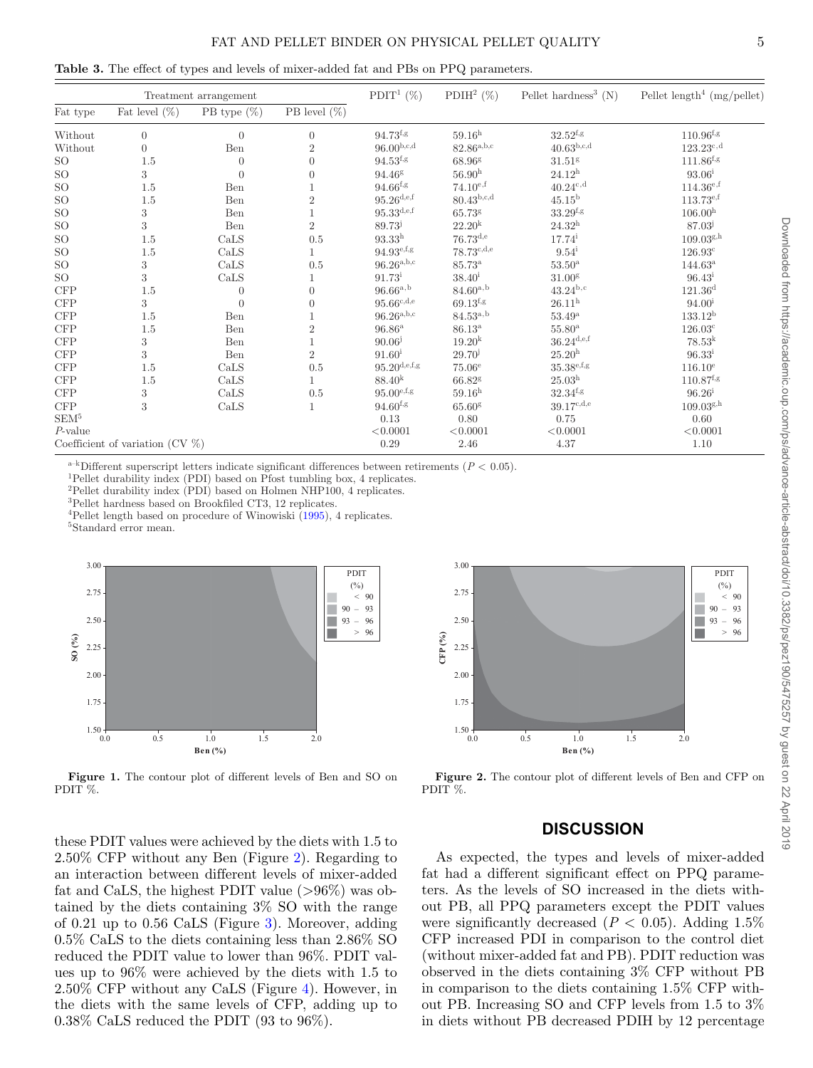**Table 3.** The effect of types and levels of mixer-added fat and PBs on PPQ parameters.

| Treatment arrangement | | | | PDIT[1] (%) | PDIH[2] (%) | Pellet hardness[3] (N) | Pellet length[4] (mg/pellet) |
|---|---|---|---|---|---|---|---|
| Fat type | Fat level (%) | PB type (%) | PB level (%) | | | | |
| Without | 0 | 0 | 0 | 94.73[f,g] | 59.16[h] | 32.52[f,g] | 110.96[f,g] |
| Without | 0 | Ben | 2 | 96.00[b,c,d] | 82.86[a,b,c] | 40.63[b,c,d] | 123.23[c,d] |
| SO | 1.5 | 0 | 0 | 94.53[f,g] | 68.96[g] | 31.51[g] | 111.86[f,g] |
| SO | 3 | 0 | 0 | 94.46[g] | 56.90[h] | 24.12[h] | 93.06[i] |
| SO | 1.5 | Ben | 1 | 94.66[f,g] | 74.10[e,f] | 40.24[c,d] | 114.36[e,f] |
| SO | 1.5 | Ben | 2 | 95.26[d,e,f] | 80.43[b,c,d] | 45.15[b] | 113.73[e,f] |
| SO | 3 | Ben | 1 | 95.33[d,e,f] | 65.73[g] | 33.29[f,g] | 106.00[h] |
| SO | 3 | Ben | 2 | 89.73[j] | 22.20[k] | 24.32[h] | 87.03[j] |
| SO | 1.5 | CaLS | 0.5 | 93.33[h] | 76.73[d,e] | 17.74[i] | 109.03[g,h] |
| SO | 1.5 | CaLS | 1 | 94.93[e,f,g] | 78.73[c,d,e] | 9.54[i] | 126.93[c] |
| SO | 3 | CaLS | 0.5 | 96.26[a,b,c] | 85.73[a] | 53.50[a] | 144.63[a] |
| SO | 3 | CaLS | 1 | 91.73[i] | 38.40[i] | 31.00[g] | 96.43[i] |
| CFP | 1.5 | 0 | 0 | 96.66[a,b] | 84.60[a,b] | 43.24[b,c] | 121.36[d] |
| CFP | 3 | 0 | 0 | 95.66[c,d,e] | 69.13[f,g] | 26.11[h] | 94.00[i] |
| CFP | 1.5 | Ben | 1 | 96.26[a,b,c] | 84.53[a,b] | 53.49[a] | 133.12[b] |
| CFP | 1.5 | Ben | 2 | 96.86[a] | 86.13[a] | 55.80[a] | 126.03[c] |
| CFP | 3 | Ben | 1 | 90.06[j] | 19.20[k] | 36.24[d,e,f] | 78.53[k] |
| CFP | 3 | Ben | 2 | 91.60[i] | 29.70[j] | 25.20[h] | 96.33[i] |
| CFP | 1.5 | CaLS | 0.5 | 95.20[d,e,f,g] | 75.06[e] | 35.38[e,f,g] | 116.10[e] |
| CFP | 1.5 | CaLS | 1 | 88.40[k] | 66.82[g] | 25.03[h] | 110.87[f,g] |
| CFP | 3 | CaLS | 0.5 | 95.00[e,f,g] | 59.16[h] | 32.34[f,g] | 96.26[i] |
| CFP | 3 | CaLS | 1 | 94.60[f,g] | 65.60[g] | 39.17[c,d,e] | 109.03[g,h] |
| SEM[5] | | | | 0.13 | 0.80 | 0.75 | 0.60 |
| *P*-value | | | | <0.0001 | <0.0001 | <0.0001 | <0.0001 |
| Coefficient of variation (CV %) | | | | 0.29 | 2.46 | 4.37 | 1.10 |

[a–k]Different superscript letters indicate significant differences between retirements ($P < 0.05$).
[1]Pellet durability index (PDI) based on Pfost tumbling box, 4 replicates.
[2]Pellet durability index (PDI) based on Holmen NHP100, 4 replicates.
[3]Pellet hardness based on Brookfiled CT3, 12 replicates.
[4]Pellet length based on procedure of Winowiski (1995), 4 replicates.
[5]Standard error mean.

**Figure 1.** The contour plot of different levels of Ben and SO on PDIT %.

**Figure 2.** The contour plot of different levels of Ben and CFP on PDIT %.

these PDIT values were achieved by the diets with 1.5 to 2.50% CFP without any Ben (Figure 2). Regarding to an interaction between different levels of mixer-added fat and CaLS, the highest PDIT value (>96%) was obtained by the diets containing 3% SO with the range of 0.21 up to 0.56 CaLS (Figure 3). Moreover, adding 0.5% CaLS to the diets containing less than 2.86% SO reduced the PDIT value to lower than 96%. PDIT values up to 96% were achieved by the diets with 1.5 to 2.50% CFP without any CaLS (Figure 4). However, in the diets with the same levels of CFP, adding up to 0.38% CaLS reduced the PDIT (93 to 96%).

## DISCUSSION

As expected, the types and levels of mixer-added fat had a different significant effect on PPQ parameters. As the levels of SO increased in the diets without PB, all PPQ parameters except the PDIT values were significantly decreased ($P < 0.05$). Adding 1.5% CFP increased PDI in comparison to the control diet (without mixer-added fat and PB). PDIT reduction was observed in the diets containing 3% CFP without PB in comparison to the diets containing 1.5% CFP without PB. Increasing SO and CFP levels from 1.5 to 3% in diets without PB decreased PDIH by 12 percentage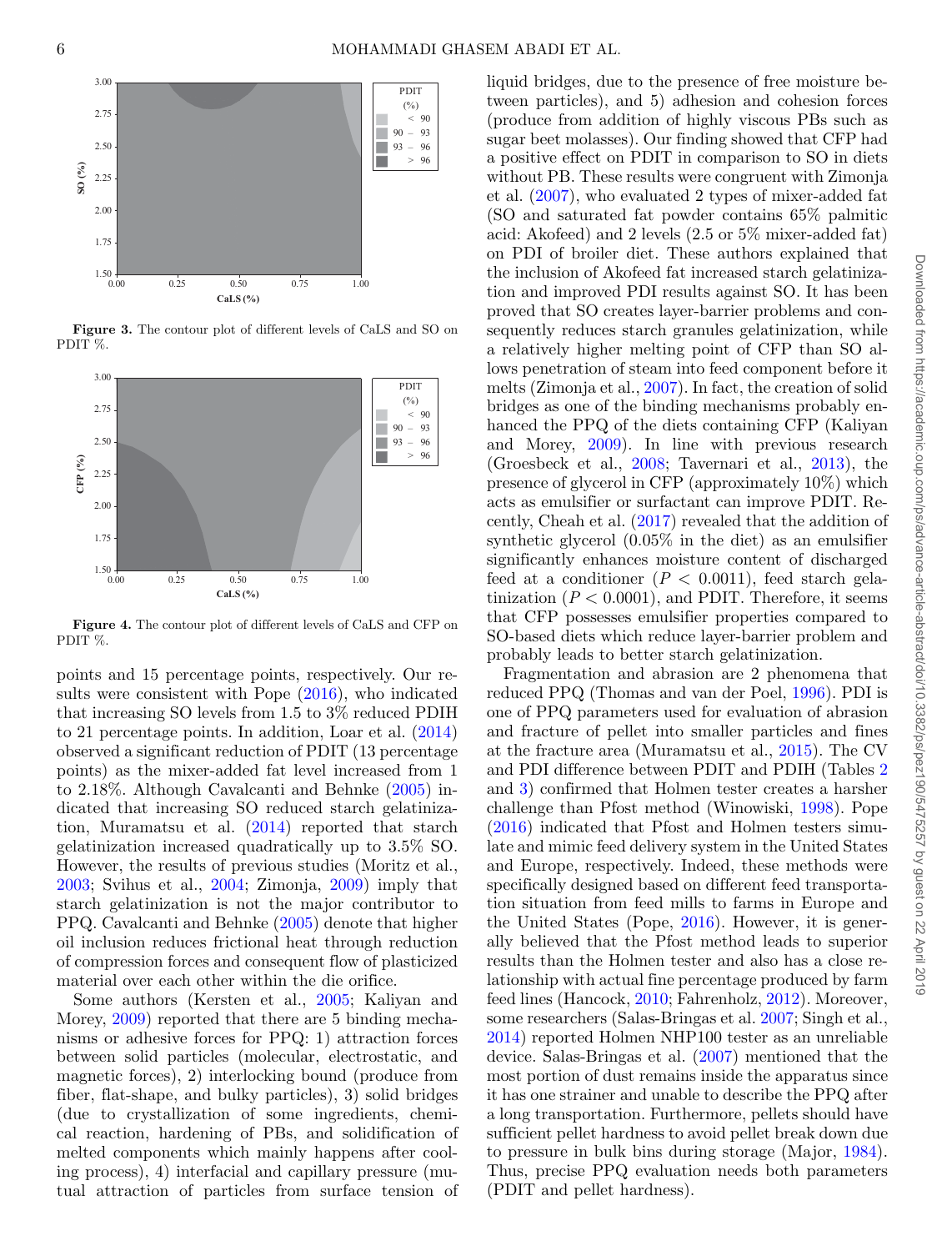**Figure 3.** The contour plot of different levels of CaLS and SO on PDIT %.

**Figure 4.** The contour plot of different levels of CaLS and CFP on PDIT %.

points and 15 percentage points, respectively. Our results were consistent with Pope (2016), who indicated that increasing SO levels from 1.5 to 3% reduced PDIH to 21 percentage points. In addition, Loar et al. (2014) observed a significant reduction of PDIT (13 percentage points) as the mixer-added fat level increased from 1 to 2.18%. Although Cavalcanti and Behnke (2005) indicated that increasing SO reduced starch gelatinization, Muramatsu et al. (2014) reported that starch gelatinization increased quadratically up to 3.5% SO. However, the results of previous studies (Moritz et al., 2003; Svihus et al., 2004; Zimonja, 2009) imply that starch gelatinization is not the major contributor to PPQ. Cavalcanti and Behnke (2005) denote that higher oil inclusion reduces frictional heat through reduction of compression forces and consequent flow of plasticized material over each other within the die orifice.

Some authors (Kersten et al., 2005; Kaliyan and Morey, 2009) reported that there are 5 binding mechanisms or adhesive forces for PPQ: 1) attraction forces between solid particles (molecular, electrostatic, and magnetic forces), 2) interlocking bound (produce from fiber, flat-shape, and bulky particles), 3) solid bridges (due to crystallization of some ingredients, chemical reaction, hardening of PBs, and solidification of melted components which mainly happens after cooling process), 4) interfacial and capillary pressure (mutual attraction of particles from surface tension of liquid bridges, due to the presence of free moisture between particles), and 5) adhesion and cohesion forces (produce from addition of highly viscous PBs such as sugar beet molasses). Our finding showed that CFP had a positive effect on PDIT in comparison to SO in diets without PB. These results were congruent with Zimonja et al. (2007), who evaluated 2 types of mixer-added fat (SO and saturated fat powder contains 65% palmitic acid: Akofeed) and 2 levels (2.5 or 5% mixer-added fat) on PDI of broiler diet. These authors explained that the inclusion of Akofeed fat increased starch gelatinization and improved PDI results against SO. It has been proved that SO creates layer-barrier problems and consequently reduces starch granules gelatinization, while a relatively higher melting point of CFP than SO allows penetration of steam into feed component before it melts (Zimonja et al., 2007). In fact, the creation of solid bridges as one of the binding mechanisms probably enhanced the PPQ of the diets containing CFP (Kaliyan and Morey, 2009). In line with previous research (Groesbeck et al., 2008; Tavernari et al., 2013), the presence of glycerol in CFP (approximately 10%) which acts as emulsifier or surfactant can improve PDIT. Recently, Cheah et al. (2017) revealed that the addition of synthetic glycerol (0.05% in the diet) as an emulsifier significantly enhances moisture content of discharged feed at a conditioner ($P < 0.0011$), feed starch gelatinization ($P < 0.0001$), and PDIT. Therefore, it seems that CFP possesses emulsifier properties compared to SO-based diets which reduce layer-barrier problem and probably leads to better starch gelatinization.

Fragmentation and abrasion are 2 phenomena that reduced PPQ (Thomas and van der Poel, 1996). PDI is one of PPQ parameters used for evaluation of abrasion and fracture of pellet into smaller particles and fines at the fracture area (Muramatsu et al., 2015). The CV and PDI difference between PDIT and PDIH (Tables 2 and 3) confirmed that Holmen tester creates a harsher challenge than Pfost method (Winowiski, 1998). Pope (2016) indicated that Pfost and Holmen testers simulate and mimic feed delivery system in the United States and Europe, respectively. Indeed, these methods were specifically designed based on different feed transportation situation from feed mills to farms in Europe and the United States (Pope, 2016). However, it is generally believed that the Pfost method leads to superior results than the Holmen tester and also has a close relationship with actual fine percentage produced by farm feed lines (Hancock, 2010; Fahrenholz, 2012). Moreover, some researchers (Salas-Bringas et al. 2007; Singh et al., 2014) reported Holmen NHP100 tester as an unreliable device. Salas-Bringas et al. (2007) mentioned that the most portion of dust remains inside the apparatus since it has one strainer and unable to describe the PPQ after a long transportation. Furthermore, pellets should have sufficient pellet hardness to avoid pellet break down due to pressure in bulk bins during storage (Major, 1984). Thus, precise PPQ evaluation needs both parameters (PDIT and pellet hardness).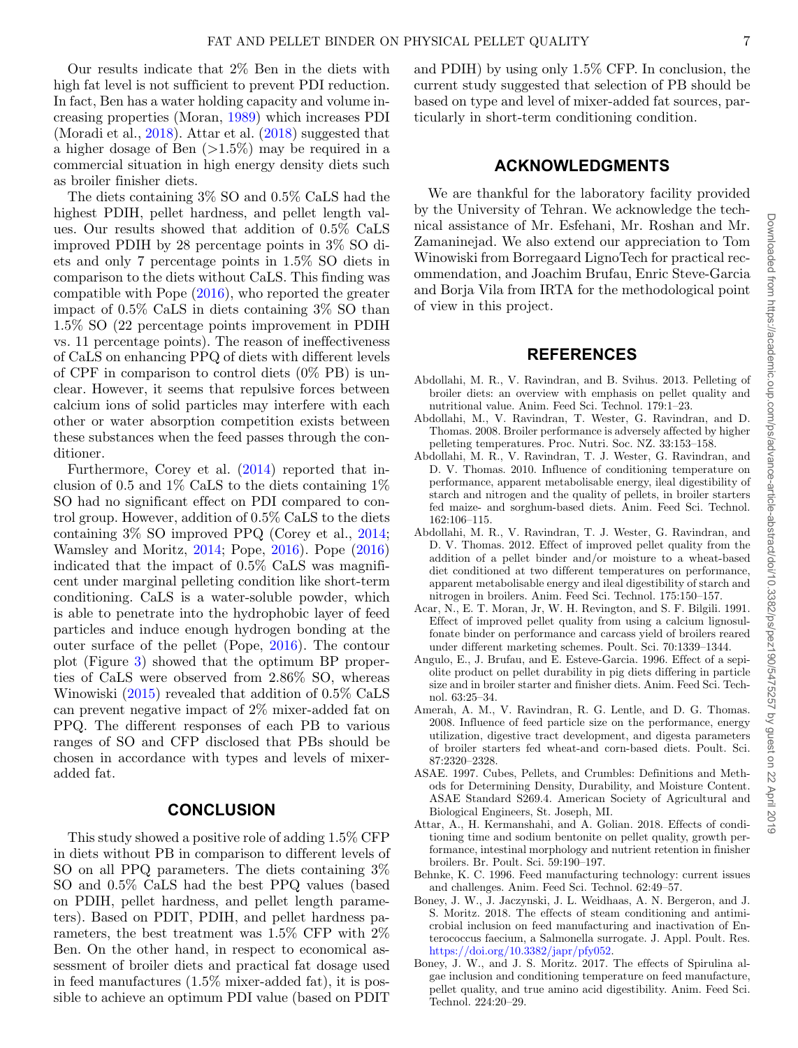Our results indicate that 2% Ben in the diets with high fat level is not sufficient to prevent PDI reduction. In fact, Ben has a water holding capacity and volume increasing properties (Moran, 1989) which increases PDI (Moradi et al., 2018). Attar et al. (2018) suggested that a higher dosage of Ben (>1.5%) may be required in a commercial situation in high energy density diets such as broiler finisher diets.

The diets containing 3% SO and 0.5% CaLS had the highest PDIH, pellet hardness, and pellet length values. Our results showed that addition of 0.5% CaLS improved PDIH by 28 percentage points in 3% SO diets and only 7 percentage points in 1.5% SO diets in comparison to the diets without CaLS. This finding was compatible with Pope (2016), who reported the greater impact of 0.5% CaLS in diets containing 3% SO than 1.5% SO (22 percentage points improvement in PDIH vs. 11 percentage points). The reason of ineffectiveness of CaLS on enhancing PPQ of diets with different levels of CPF in comparison to control diets (0% PB) is unclear. However, it seems that repulsive forces between calcium ions of solid particles may interfere with each other or water absorption competition exists between these substances when the feed passes through the conditioner.

Furthermore, Corey et al. (2014) reported that inclusion of 0.5 and 1% CaLS to the diets containing 1% SO had no significant effect on PDI compared to control group. However, addition of 0.5% CaLS to the diets containing 3% SO improved PPQ (Corey et al., 2014; Wamsley and Moritz, 2014; Pope, 2016). Pope (2016) indicated that the impact of 0.5% CaLS was magnificent under marginal pelleting condition like short-term conditioning. CaLS is a water-soluble powder, which is able to penetrate into the hydrophobic layer of feed particles and induce enough hydrogen bonding at the outer surface of the pellet (Pope, 2016). The contour plot (Figure 3) showed that the optimum BP properties of CaLS were observed from 2.86% SO, whereas Winowiski (2015) revealed that addition of 0.5% CaLS can prevent negative impact of 2% mixer-added fat on PPQ. The different responses of each PB to various ranges of SO and CFP disclosed that PBs should be chosen in accordance with types and levels of mixer-added fat.

## CONCLUSION

This study showed a positive role of adding 1.5% CFP in diets without PB in comparison to different levels of SO on all PPQ parameters. The diets containing 3% SO and 0.5% CaLS had the best PPQ values (based on PDIH, pellet hardness, and pellet length parameters). Based on PDIT, PDIH, and pellet hardness parameters, the best treatment was 1.5% CFP with 2% Ben. On the other hand, in respect to economical assessment of broiler diets and practical fat dosage used in feed manufactures (1.5% mixer-added fat), it is possible to achieve an optimum PDI value (based on PDIT and PDIH) by using only 1.5% CFP. In conclusion, the current study suggested that selection of PB should be based on type and level of mixer-added fat sources, particularly in short-term conditioning condition.

## ACKNOWLEDGMENTS

We are thankful for the laboratory facility provided by the University of Tehran. We acknowledge the technical assistance of Mr. Esfehani, Mr. Roshan and Mr. Zamaninejad. We also extend our appreciation to Tom Winowiski from Borregaard LignoTech for practical recommendation, and Joachim Brufau, Enric Steve-Garcia and Borja Vila from IRTA for the methodological point of view in this project.

## REFERENCES

Abdollahi, M. R., V. Ravindran, and B. Svihus. 2013. Pelleting of broiler diets: an overview with emphasis on pellet quality and nutritional value. Anim. Feed Sci. Technol. 179:1–23.

Abdollahi, M., V. Ravindran, T. Wester, G. Ravindran, and D. Thomas. 2008. Broiler performance is adversely affected by higher pelleting temperatures. Proc. Nutri. Soc. NZ. 33:153–158.

Abdollahi, M. R., V. Ravindran, T. J. Wester, G. Ravindran, and D. V. Thomas. 2010. Influence of conditioning temperature on performance, apparent metabolisable energy, ileal digestibility of starch and nitrogen and the quality of pellets, in broiler starters fed maize- and sorghum-based diets. Anim. Feed Sci. Technol. 162:106–115.

Abdollahi, M. R., V. Ravindran, T. J. Wester, G. Ravindran, and D. V. Thomas. 2012. Effect of improved pellet quality from the addition of a pellet binder and/or moisture to a wheat-based diet conditioned at two different temperatures on performance, apparent metabolisable energy and ileal digestibility of starch and nitrogen in broilers. Anim. Feed Sci. Technol. 175:150–157.

Acar, N., E. T. Moran, Jr, W. H. Revington, and S. F. Bilgili. 1991. Effect of improved pellet quality from using a calcium lignosulfonate binder on performance and carcass yield of broilers reared under different marketing schemes. Poult. Sci. 70:1339–1344.

Angulo, E., J. Brufau, and E. Esteve-Garcia. 1996. Effect of a sepiolite product on pellet durability in pig diets differing in particle size and in broiler starter and finisher diets. Anim. Feed Sci. Technol. 63:25–34.

Amerah, A. M., V. Ravindran, R. G. Lentle, and D. G. Thomas. 2008. Influence of feed particle size on the performance, energy utilization, digestive tract development, and digesta parameters of broiler starters fed wheat-and corn-based diets. Poult. Sci. 87:2320–2328.

ASAE. 1997. Cubes, Pellets, and Crumbles: Definitions and Methods for Determining Density, Durability, and Moisture Content. ASAE Standard S269.4. American Society of Agricultural and Biological Engineers, St. Joseph, MI.

Attar, A., H. Kermanshahi, and A. Golian. 2018. Effects of conditioning time and sodium bentonite on pellet quality, growth performance, intestinal morphology and nutrient retention in finisher broilers. Br. Poult. Sci. 59:190–197.

Behnke, K. C. 1996. Feed manufacturing technology: current issues and challenges. Anim. Feed Sci. Technol. 62:49–57.

Boney, J. W., J. Jaczynski, J. L. Weidhaas, A. N. Bergeron, and J. S. Moritz. 2018. The effects of steam conditioning and antimicrobial inclusion on feed manufacturing and inactivation of Enterococcus faecium, a Salmonella surrogate. J. Appl. Poult. Res. https://doi.org/10.3382/japr/pfy052.

Boney, J. W., and J. S. Moritz. 2017. The effects of Spirulina algae inclusion and conditioning temperature on feed manufacture, pellet quality, and true amino acid digestibility. Anim. Feed Sci. Technol. 224:20–29.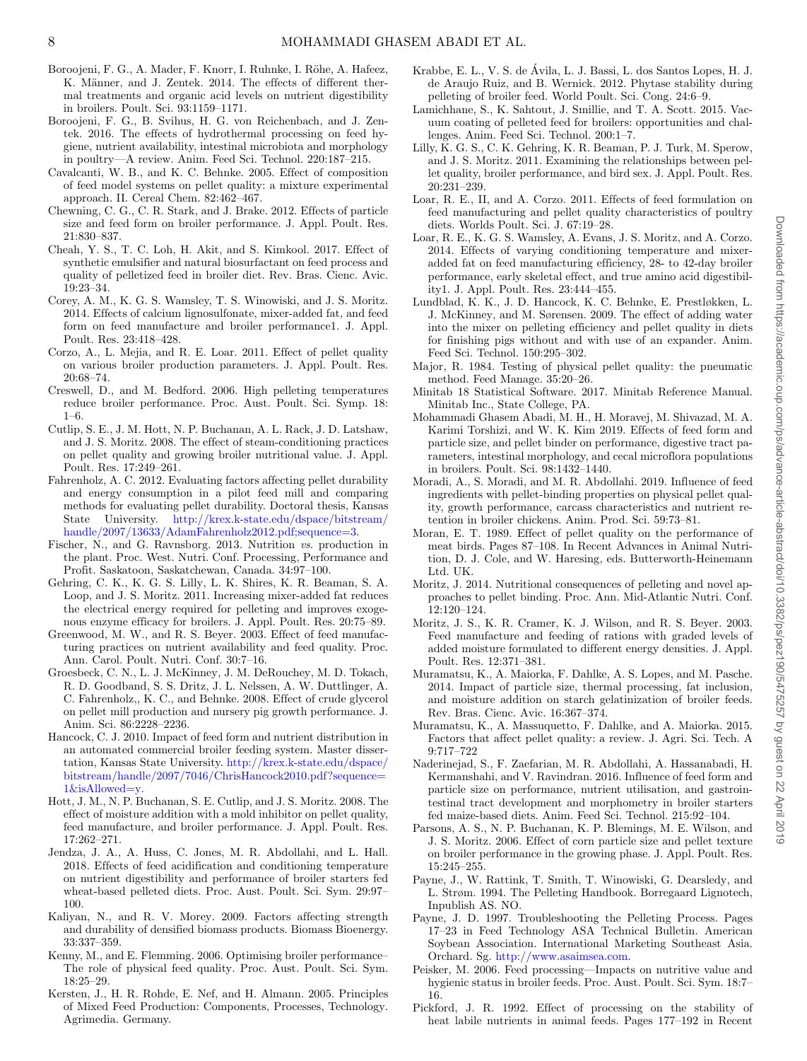Boroojeni, F. G., A. Mader, F. Knorr, I. Ruhnke, I. Röhe, A. Hafeez, K. Männer, and J. Zentek. 2014. The effects of different thermal treatments and organic acid levels on nutrient digestibility in broilers. Poult. Sci. 93:1159–1171.

Boroojeni, F. G., B. Svihus, H. G. von Reichenbach, and J. Zentek. 2016. The effects of hydrothermal processing on feed hygiene, nutrient availability, intestinal microbiota and morphology in poultry—A review. Anim. Feed Sci. Technol. 220:187–215.

Cavalcanti, W. B., and K. C. Behnke. 2005. Effect of composition of feed model systems on pellet quality: a mixture experimental approach. II. Cereal Chem. 82:462–467.

Chewning, C. G., C. R. Stark, and J. Brake. 2012. Effects of particle size and feed form on broiler performance. J. Appl. Poult. Res. 21:830–837.

Cheah, Y. S., T. C. Loh, H. Akit, and S. Kimkool. 2017. Effect of synthetic emulsifier and natural biosurfactant on feed process and quality of pelletized feed in broiler diet. Rev. Bras. Cienc. Avic. 19:23–34.

Corey, A. M., K. G. S. Wamsley, T. S. Winowiski, and J. S. Moritz. 2014. Effects of calcium lignosulfonate, mixer-added fat, and feed form on feed manufacture and broiler performance1. J. Appl. Poult. Res. 23:418–428.

Corzo, A., L. Mejia, and R. E. Loar. 2011. Effect of pellet quality on various broiler production parameters. J. Appl. Poult. Res. 20:68–74.

Creswell, D., and M. Bedford. 2006. High pelleting temperatures reduce broiler performance. Proc. Aust. Poult. Sci. Symp. 18: 1–6.

Cutlip, S. E., J. M. Hott, N. P. Buchanan, A. L. Rack, J. D. Latshaw, and J. S. Moritz. 2008. The effect of steam-conditioning practices on pellet quality and growing broiler nutritional value. J. Appl. Poult. Res. 17:249–261.

Fahrenholz, A. C. 2012. Evaluating factors affecting pellet durability and energy consumption in a pilot feed mill and comparing methods for evaluating pellet durability. Doctoral thesis, Kansas State University. http://krex.k-state.edu/dspace/bitstream/handle/2097/13633/AdamFahrenholz2012.pdf;sequence=3.

Fischer, N., and G. Ravnsborg. 2013. Nutrition *vs.* production in the plant. Proc. West. Nutri. Conf. Processing, Performance and Profit. Saskatoon, Saskatchewan, Canada. 34:97–100.

Gehring, C. K., K. G. S. Lilly, L. K. Shires, K. R. Beaman, S. A. Loop, and J. S. Moritz. 2011. Increasing mixer-added fat reduces the electrical energy required for pelleting and improves exogenous enzyme efficacy for broilers. J. Appl. Poult. Res. 20:75–89.

Greenwood, M. W., and R. S. Beyer. 2003. Effect of feed manufacturing practices on nutrient availability and feed quality. Proc. Ann. Carol. Poult. Nutri. Conf. 30:7–16.

Groesbeck, C. N., L. J. McKinney, J. M. DeRouchey, M. D. Tokach, R. D. Goodband, S. S. Dritz, J. L. Nelssen, A. W. Duttlinger, A. C. Fahrenholz,, K. C., and Behnke. 2008. Effect of crude glycerol on pellet mill production and nursery pig growth performance. J. Anim. Sci. 86:2228–2236.

Hancock, C. J. 2010. Impact of feed form and nutrient distribution in an automated commercial broiler feeding system. Master dissertation, Kansas State University. http://krex.k-state.edu/dspace/bitstream/handle/2097/7046/ChrisHancock2010.pdf?sequence=1&isAllowed=y.

Hott, J. M., N. P. Buchanan, S. E. Cutlip, and J. S. Moritz. 2008. The effect of moisture addition with a mold inhibitor on pellet quality, feed manufacture, and broiler performance. J. Appl. Poult. Res. 17:262–271.

Jendza, J. A., A. Huss, C. Jones, M. R. Abdollahi, and L. Hall. 2018. Effects of feed acidification and conditioning temperature on nutrient digestibility and performance of broiler starters fed wheat-based pelleted diets. Proc. Aust. Poult. Sci. Sym. 29:97–100.

Kaliyan, N., and R. V. Morey. 2009. Factors affecting strength and durability of densified biomass products. Biomass Bioenergy. 33:337–359.

Kenny, M., and E. Flemming. 2006. Optimising broiler performance–The role of physical feed quality. Proc. Aust. Poult. Sci. Sym. 18:25–29.

Kersten, J., H. R. Rohde, E. Nef, and H. Almann. 2005. Principles of Mixed Feed Production: Components, Processes, Technology. Agrimedia. Germany.

Krabbe, E. L., V. S. de Ávila, L. J. Bassi, L. dos Santos Lopes, H. J. de Araujo Ruiz, and B. Wernick. 2012. Phytase stability during pelleting of broiler feed. World Poult. Sci. Cong. 24:6–9.

Lamichhane, S., K. Sahtout, J. Smillie, and T. A. Scott. 2015. Vacuum coating of pelleted feed for broilers: opportunities and challenges. Anim. Feed Sci. Technol. 200:1–7.

Lilly, K. G. S., C. K. Gehring, K. R. Beaman, P. J. Turk, M. Sperow, and J. S. Moritz. 2011. Examining the relationships between pellet quality, broiler performance, and bird sex. J. Appl. Poult. Res. 20:231–239.

Loar, R. E., II, and A. Corzo. 2011. Effects of feed formulation on feed manufacturing and pellet quality characteristics of poultry diets. Worlds Poult. Sci. J. 67:19–28.

Loar, R. E., K. G. S. Wamsley, A. Evans, J. S. Moritz, and A. Corzo. 2014. Effects of varying conditioning temperature and mixer-added fat on feed manufacturing efficiency, 28- to 42-day broiler performance, early skeletal effect, and true amino acid digestibility1. J. Appl. Poult. Res. 23:444–455.

Lundblad, K. K., J. D. Hancock, K. C. Behnke, E. Prestløkken, L. J. McKinney, and M. Sørensen. 2009. The effect of adding water into the mixer on pelleting efficiency and pellet quality in diets for finishing pigs without and with use of an expander. Anim. Feed Sci. Technol. 150:295–302.

Major, R. 1984. Testing of physical pellet quality: the pneumatic method. Feed Manage. 35:20–26.

Minitab 18 Statistical Software. 2017. Minitab Reference Manual. Minitab Inc., State College, PA.

Mohammadi Ghasem Abadi, M. H., H. Moravej, M. Shivazad, M. A. Karimi Torshizi, and W. K. Kim 2019. Effects of feed form and particle size, and pellet binder on performance, digestive tract parameters, intestinal morphology, and cecal microflora populations in broilers. Poult. Sci. 98:1432–1440.

Moradi, A., S. Moradi, and M. R. Abdollahi. 2019. Influence of feed ingredients with pellet-binding properties on physical pellet quality, growth performance, carcass characteristics and nutrient retention in broiler chickens. Anim. Prod. Sci. 59:73–81.

Moran, E. T. 1989. Effect of pellet quality on the performance of meat birds. Pages 87–108. In Recent Advances in Animal Nutrition, D. J. Cole, and W. Haresing, eds. Butterworth-Heinemann Ltd. UK.

Moritz, J. 2014. Nutritional consequences of pelleting and novel approaches to pellet binding. Proc. Ann. Mid-Atlantic Nutri. Conf. 12:120–124.

Moritz, J. S., K. R. Cramer, K. J. Wilson, and R. S. Beyer. 2003. Feed manufacture and feeding of rations with graded levels of added moisture formulated to different energy densities. J. Appl. Poult. Res. 12:371–381.

Muramatsu, K., A. Maiorka, F. Dahlke, A. S. Lopes, and M. Pasche. 2014. Impact of particle size, thermal processing, fat inclusion, and moisture addition on starch gelatinization of broiler feeds. Rev. Bras. Cienc. Avic. 16:367–374.

Muramatsu, K., A. Massuquetto, F. Dahlke, and A. Maiorka. 2015. Factors that affect pellet quality: a review. J. Agri. Sci. Tech. A 9:717–722

Naderinejad, S., F. Zaefarian, M. R. Abdollahi, A. Hassanabadi, H. Kermanshahi, and V. Ravindran. 2016. Influence of feed form and particle size on performance, nutrient utilisation, and gastrointestinal tract development and morphometry in broiler starters fed maize-based diets. Anim. Feed Sci. Technol. 215:92–104.

Parsons, A. S., N. P. Buchanan, K. P. Blemings, M. E. Wilson, and J. S. Moritz. 2006. Effect of corn particle size and pellet texture on broiler performance in the growing phase. J. Appl. Poult. Res. 15:245–255.

Payne, J., W. Rattink, T. Smith, T. Winowiski, G. Dearsledy, and L. Strøm. 1994. The Pelleting Handbook. Borregaard Lignotech, Inpublish AS. NO.

Payne, J. D. 1997. Troubleshooting the Pelleting Process. Pages 17–23 in Feed Technology ASA Technical Bulletin. American Soybean Association. International Marketing Southeast Asia. Orchard. Sg. http://www.asaimsea.com.

Peisker, M. 2006. Feed processing—Impacts on nutritive value and hygienic status in broiler feeds. Proc. Aust. Poult. Sci. Sym. 18:7–16.

Pickford, J. R. 1992. Effect of processing on the stability of heat labile nutrients in animal feeds. Pages 177–192 in Recent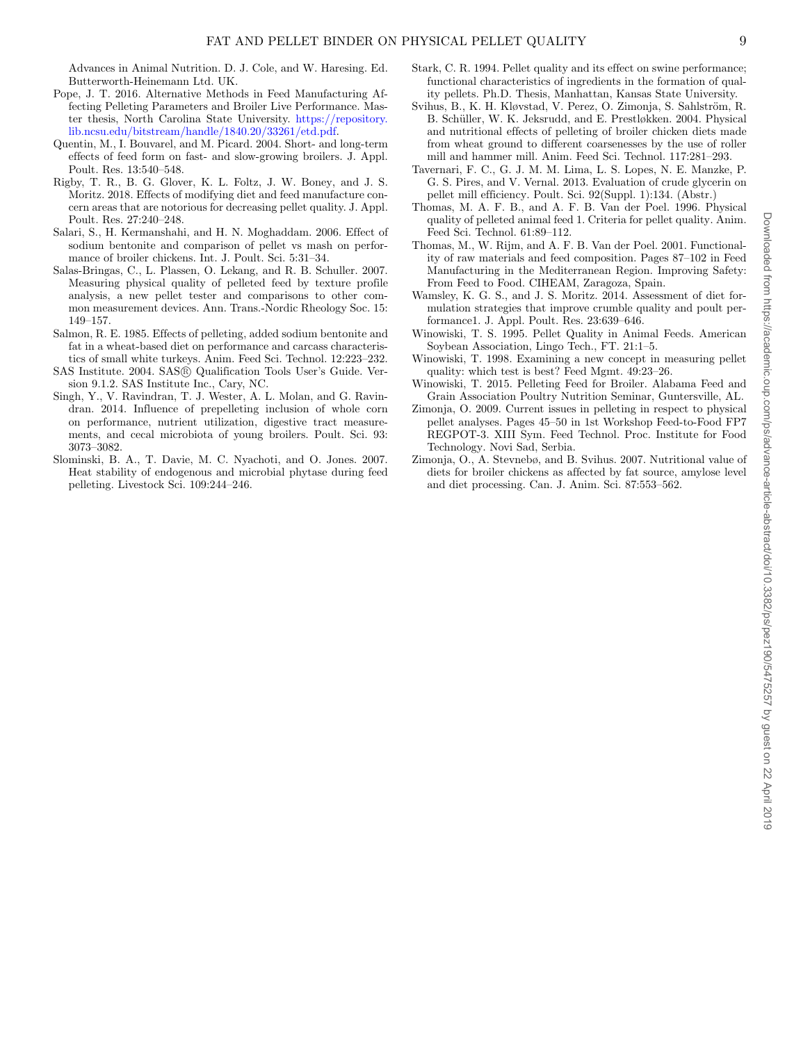Advances in Animal Nutrition. D. J. Cole, and W. Haresing. Ed. Butterworth-Heinemann Ltd. UK.

Pope, J. T. 2016. Alternative Methods in Feed Manufacturing Affecting Pelleting Parameters and Broiler Live Performance. Master thesis, North Carolina State University. https://repository.lib.ncsu.edu/bitstream/handle/1840.20/33261/etd.pdf.

Quentin, M., I. Bouvarel, and M. Picard. 2004. Short- and long-term effects of feed form on fast- and slow-growing broilers. J. Appl. Poult. Res. 13:540–548.

Rigby, T. R., B. G. Glover, K. L. Foltz, J. W. Boney, and J. S. Moritz. 2018. Effects of modifying diet and feed manufacture concern areas that are notorious for decreasing pellet quality. J. Appl. Poult. Res. 27:240–248.

Salari, S., H. Kermanshahi, and H. N. Moghaddam. 2006. Effect of sodium bentonite and comparison of pellet vs mash on performance of broiler chickens. Int. J. Poult. Sci. 5:31–34.

Salas-Bringas, C., L. Plassen, O. Lekang, and R. B. Schuller. 2007. Measuring physical quality of pelleted feed by texture profile analysis, a new pellet tester and comparisons to other common measurement devices. Ann. Trans.-Nordic Rheology Soc. 15: 149–157.

Salmon, R. E. 1985. Effects of pelleting, added sodium bentonite and fat in a wheat-based diet on performance and carcass characteristics of small white turkeys. Anim. Feed Sci. Technol. 12:223–232.

SAS Institute. 2004. SAS® Qualification Tools User's Guide. Version 9.1.2. SAS Institute Inc., Cary, NC.

Singh, Y., V. Ravindran, T. J. Wester, A. L. Molan, and G. Ravindran. 2014. Influence of prepelleting inclusion of whole corn on performance, nutrient utilization, digestive tract measurements, and cecal microbiota of young broilers. Poult. Sci. 93: 3073–3082.

Slominski, B. A., T. Davie, M. C. Nyachoti, and O. Jones. 2007. Heat stability of endogenous and microbial phytase during feed pelleting. Livestock Sci. 109:244–246.

Stark, C. R. 1994. Pellet quality and its effect on swine performance; functional characteristics of ingredients in the formation of quality pellets. Ph.D. Thesis, Manhattan, Kansas State University.

Svihus, B., K. H. Kløvstad, V. Perez, O. Zimonja, S. Sahlström, R. B. Schüller, W. K. Jeksrudd, and E. Prestløkken. 2004. Physical and nutritional effects of pelleting of broiler chicken diets made from wheat ground to different coarsenesses by the use of roller mill and hammer mill. Anim. Feed Sci. Technol. 117:281–293.

Tavernari, F. C., G. J. M. M. Lima, L. S. Lopes, N. E. Manzke, P. G. S. Pires, and V. Vernal. 2013. Evaluation of crude glycerin on pellet mill efficiency. Poult. Sci. 92(Suppl. 1):134. (Abstr.)

Thomas, M. A. F. B., and A. F. B. Van der Poel. 1996. Physical quality of pelleted animal feed 1. Criteria for pellet quality. Anim. Feed Sci. Technol. 61:89–112.

Thomas, M., W. Rijm, and A. F. B. Van der Poel. 2001. Functionality of raw materials and feed composition. Pages 87–102 in Feed Manufacturing in the Mediterranean Region. Improving Safety: From Feed to Food. CIHEAM, Zaragoza, Spain.

Wamsley, K. G. S., and J. S. Moritz. 2014. Assessment of diet formulation strategies that improve crumble quality and poult performance1. J. Appl. Poult. Res. 23:639–646.

Winowiski, T. S. 1995. Pellet Quality in Animal Feeds. American Soybean Association, Lingo Tech., FT. 21:1–5.

Winowiski, T. 1998. Examining a new concept in measuring pellet quality: which test is best? Feed Mgmt. 49:23–26.

Winowiski, T. 2015. Pelleting Feed for Broiler. Alabama Feed and Grain Association Poultry Nutrition Seminar, Guntersville, AL.

Zimonja, O. 2009. Current issues in pelleting in respect to physical pellet analyses. Pages 45–50 in 1st Workshop Feed-to-Food FP7 REGPOT-3. XIII Sym. Feed Technol. Proc. Institute for Food Technology. Novi Sad, Serbia.

Zimonja, O., A. Stevnebø, and B. Svihus. 2007. Nutritional value of diets for broiler chickens as affected by fat source, amylose level and diet processing. Can. J. Anim. Sci. 87:553–562.